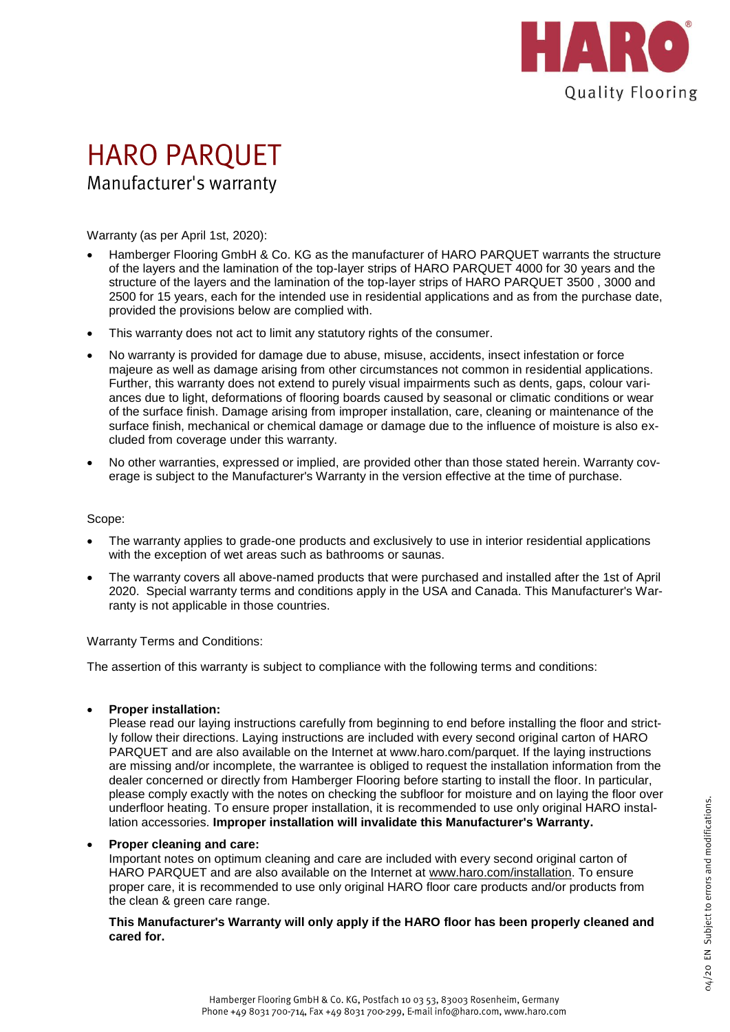# HARO PARQUET

## Manufacturer's warranty

Warranty (as per April 1st, 2020):

- Hamberger Flooring GmbH & Co. KG as the manufacturer of HARO PARQUET warrants the structure of the layers and the lamination of the top-layer strips of HARO PARQUET 4000 for 30 years and the structure of the layers and the lamination of the top-layer strips of HARO PARQUET 3500 , 3000 and 2500 for 15 years, each for the intended use in residential applications and as from the purchase date, provided the provisions below are complied with.
- This warranty does not act to limit any statutory rights of the consumer.
- No warranty is provided for damage due to abuse, misuse, accidents, insect infestation or force majeure as well as damage arising from other circumstances not common in residential applications. Further, this warranty does not extend to purely visual impairments such as dents, gaps, colour variances due to light, deformations of flooring boards caused by seasonal or climatic conditions or wear of the surface finish. Damage arising from improper installation, care, cleaning or maintenance of the surface finish, mechanical or chemical damage or damage due to the influence of moisture is also excluded from coverage under this warranty.
- No other warranties, expressed or implied, are provided other than those stated herein. Warranty coverage is subject to the Manufacturer's Warranty in the version effective at the time of purchase.

Scope:

- The warranty applies to grade-one products and exclusively to use in interior residential applications with the exception of wet areas such as bathrooms or saunas.
- The warranty covers all above-named products that were purchased and installed after the 1st of April 2020. Special warranty terms and conditions apply in the USA and Canada. This Manufacturer's Warranty is not applicable in those countries.

Warranty Terms and Conditions:

The assertion of this warranty is subject to compliance with the following terms and conditions:

- **Proper installation:**
  Please read our laying instructions carefully from beginning to end before installing the floor and strictly follow their directions. Laying instructions are included with every second original carton of HARO PARQUET and are also available on the Internet at www.haro.com/parquet. If the laying instructions are missing and/or incomplete, the warrantee is obliged to request the installation information from the dealer concerned or directly from Hamberger Flooring before starting to install the floor. In particular, please comply exactly with the notes on checking the subfloor for moisture and on laying the floor over underfloor heating. To ensure proper installation, it is recommended to use only original HARO installation accessories. **Improper installation will invalidate this Manufacturer's Warranty.**
- **Proper cleaning and care:**
  Important notes on optimum cleaning and care are included with every second original carton of HARO PARQUET and are also available on the Internet at www.haro.com/installation. To ensure proper care, it is recommended to use only original HARO floor care products and/or products from the clean & green care range.

  **This Manufacturer's Warranty will only apply if the HARO floor has been properly cleaned and cared for.**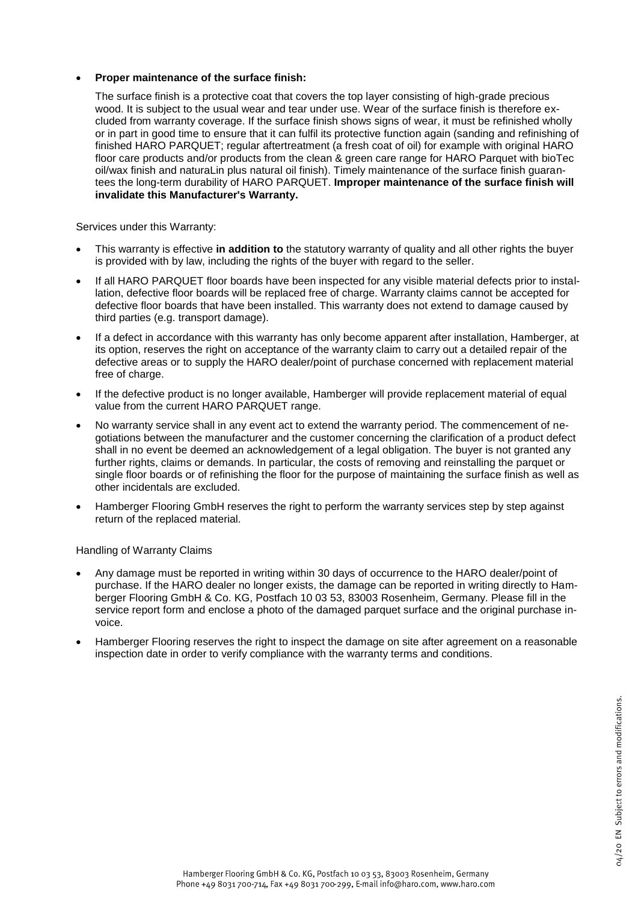- **Proper maintenance of the surface finish:**

  The surface finish is a protective coat that covers the top layer consisting of high-grade precious wood. It is subject to the usual wear and tear under use. Wear of the surface finish is therefore excluded from warranty coverage. If the surface finish shows signs of wear, it must be refinished wholly or in part in good time to ensure that it can fulfil its protective function again (sanding and refinishing of finished HARO PARQUET; regular aftertreatment (a fresh coat of oil) for example with original HARO floor care products and/or products from the clean & green care range for HARO Parquet with bioTec oil/wax finish and naturaLin plus natural oil finish). Timely maintenance of the surface finish guarantees the long-term durability of HARO PARQUET. **Improper maintenance of the surface finish will invalidate this Manufacturer's Warranty.**

Services under this Warranty:

- This warranty is effective **in addition to** the statutory warranty of quality and all other rights the buyer is provided with by law, including the rights of the buyer with regard to the seller.
- If all HARO PARQUET floor boards have been inspected for any visible material defects prior to installation, defective floor boards will be replaced free of charge. Warranty claims cannot be accepted for defective floor boards that have been installed. This warranty does not extend to damage caused by third parties (e.g. transport damage).
- If a defect in accordance with this warranty has only become apparent after installation, Hamberger, at its option, reserves the right on acceptance of the warranty claim to carry out a detailed repair of the defective areas or to supply the HARO dealer/point of purchase concerned with replacement material free of charge.
- If the defective product is no longer available, Hamberger will provide replacement material of equal value from the current HARO PARQUET range.
- No warranty service shall in any event act to extend the warranty period. The commencement of negotiations between the manufacturer and the customer concerning the clarification of a product defect shall in no event be deemed an acknowledgement of a legal obligation. The buyer is not granted any further rights, claims or demands. In particular, the costs of removing and reinstalling the parquet or single floor boards or of refinishing the floor for the purpose of maintaining the surface finish as well as other incidentals are excluded.
- Hamberger Flooring GmbH reserves the right to perform the warranty services step by step against return of the replaced material.

Handling of Warranty Claims

- Any damage must be reported in writing within 30 days of occurrence to the HARO dealer/point of purchase. If the HARO dealer no longer exists, the damage can be reported in writing directly to Hamberger Flooring GmbH & Co. KG, Postfach 10 03 53, 83003 Rosenheim, Germany. Please fill in the service report form and enclose a photo of the damaged parquet surface and the original purchase invoice.
- Hamberger Flooring reserves the right to inspect the damage on site after agreement on a reasonable inspection date in order to verify compliance with the warranty terms and conditions.

04/20 EN Subject to errors and modifications.

Hamberger Flooring GmbH & Co. KG, Postfach 10 03 53, 83003 Rosenheim, Germany
Phone +49 8031 700-714, Fax +49 8031 700-299, E-mail info@haro.com, www.haro.com